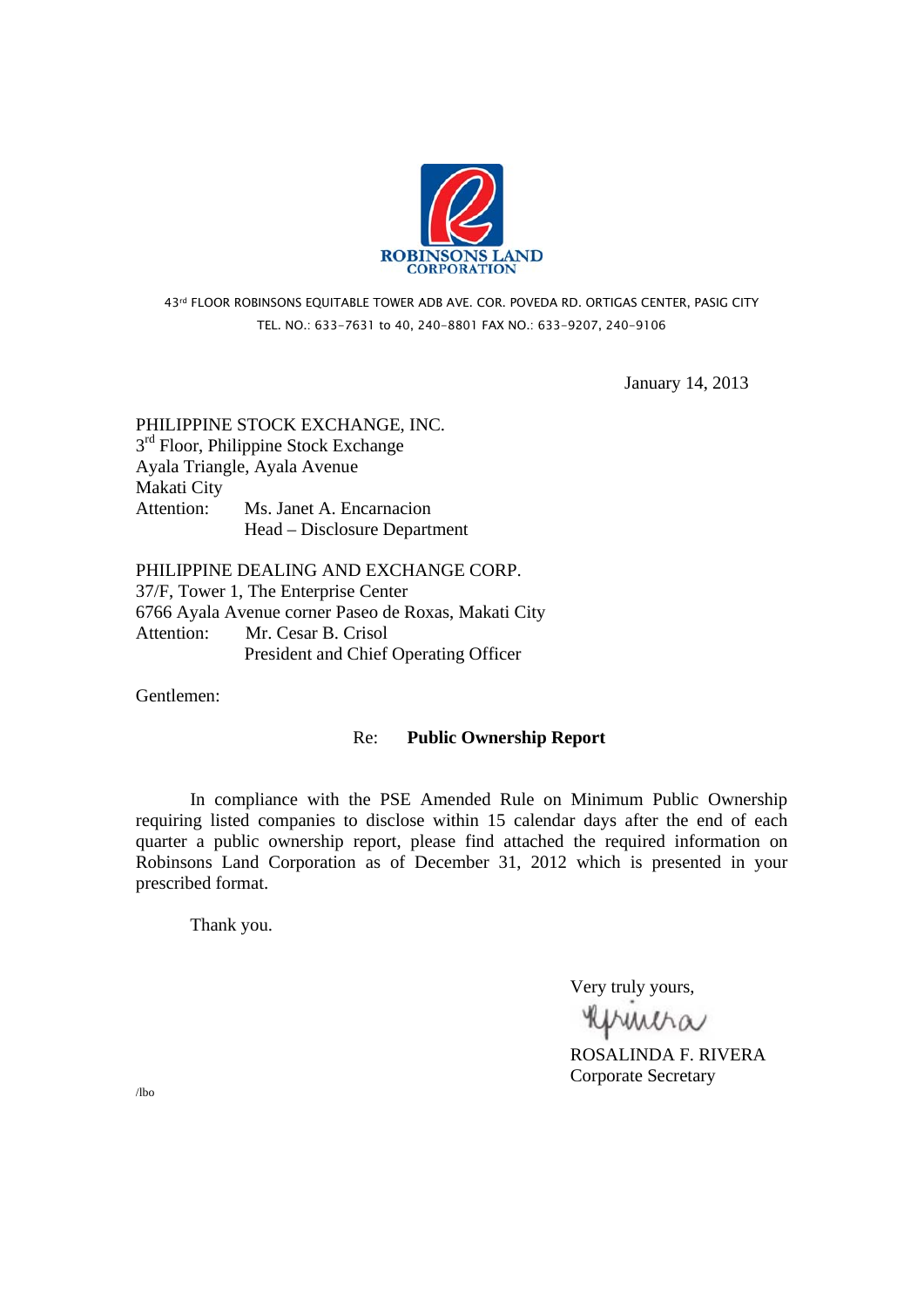ROBINSONS LAND CORPORATION

43rd FLOOR ROBINSONS EQUITABLE TOWER ADB AVE. COR. POVEDA RD. ORTIGAS CENTER, PASIG CITY
TEL. NO.: 633-7631 to 40, 240-8801 FAX NO.: 633-9207, 240-9106

January 14, 2013

PHILIPPINE STOCK EXCHANGE, INC.
3rd Floor, Philippine Stock Exchange
Ayala Triangle, Ayala Avenue
Makati City
Attention: Ms. Janet A. Encarnacion
Head – Disclosure Department

PHILIPPINE DEALING AND EXCHANGE CORP.
37/F, Tower 1, The Enterprise Center
6766 Ayala Avenue corner Paseo de Roxas, Makati City
Attention: Mr. Cesar B. Crisol
President and Chief Operating Officer

Gentlemen:

Re: **Public Ownership Report**

In compliance with the PSE Amended Rule on Minimum Public Ownership requiring listed companies to disclose within 15 calendar days after the end of each quarter a public ownership report, please find attached the required information on Robinsons Land Corporation as of December 31, 2012 which is presented in your prescribed format.

Thank you.

Very truly yours,

ROSALINDA F. RIVERA
Corporate Secretary

/lbo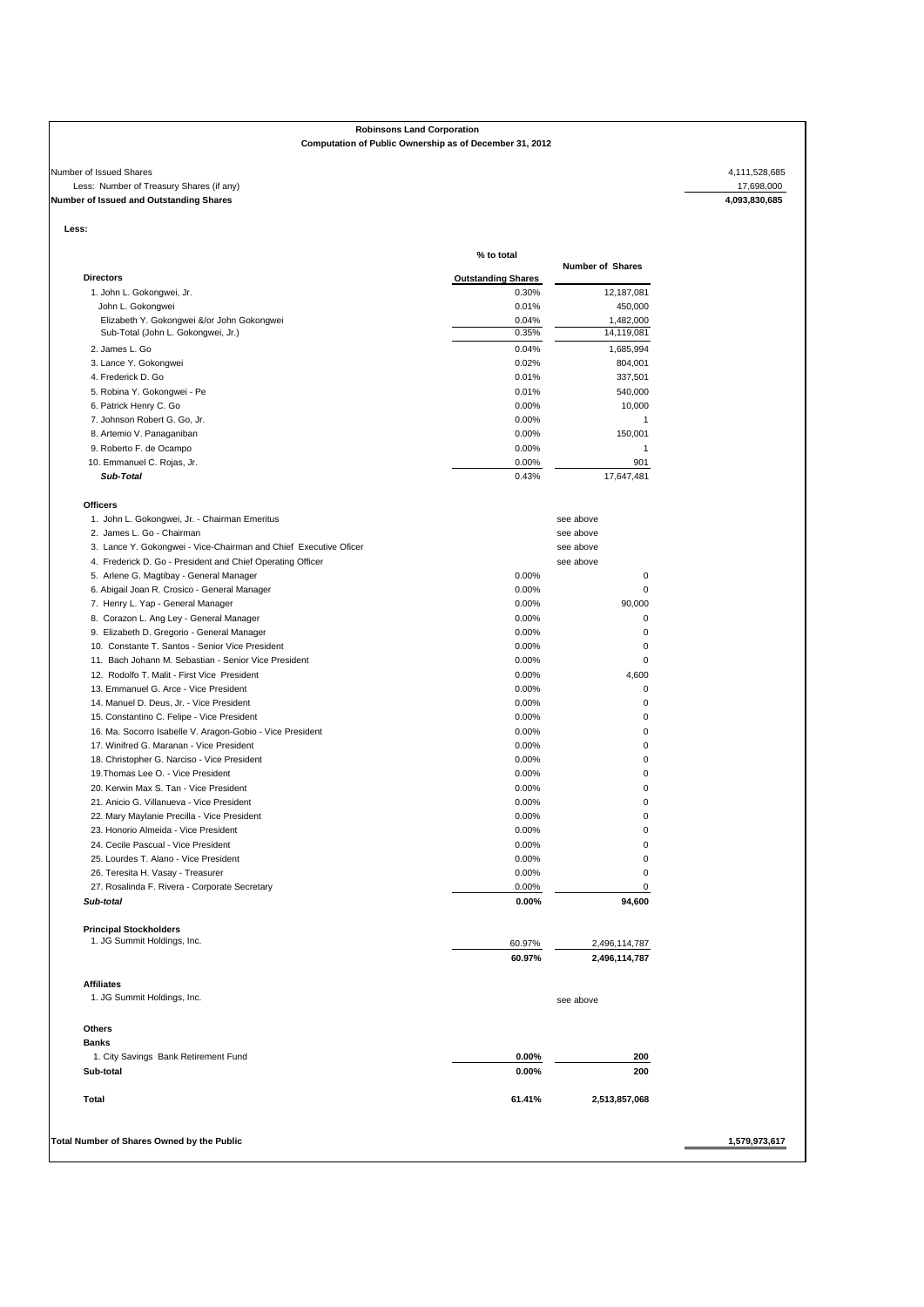**Robinsons Land Corporation**

**Computation of Public Ownership as of December 31, 2012**

| | | | |
|---|---|---|---|
| Number of Issued Shares | | | 4,111,528,685 |
| Less: Number of Treasury Shares (if any) | | | 17,698,000 |
| **Number of Issued and Outstanding Shares** | | | **4,093,830,685** |

**Less:**

| | % to total Outstanding Shares | Number of Shares |
|---|---|---|
| **Directors** | | |
| 1. John L. Gokongwei, Jr. | 0.30% | 12,187,081 |
| John L. Gokongwei | 0.01% | 450,000 |
| Elizabeth Y. Gokongwei &/or John Gokongwei | 0.04% | 1,482,000 |
| Sub-Total (John L. Gokongwei, Jr.) | 0.35% | 14,119,081 |
| 2. James L. Go | 0.04% | 1,685,994 |
| 3. Lance Y. Gokongwei | 0.02% | 804,001 |
| 4. Frederick D. Go | 0.01% | 337,501 |
| 5. Robina Y. Gokongwei - Pe | 0.01% | 540,000 |
| 6. Patrick Henry C. Go | 0.00% | 10,000 |
| 7. Johnson Robert G. Go, Jr. | 0.00% | 1 |
| 8. Artemio V. Panaganiban | 0.00% | 150,001 |
| 9. Roberto F. de Ocampo | 0.00% | 1 |
| 10. Emmanuel C. Rojas, Jr. | 0.00% | 901 |
| ***Sub-Total*** | 0.43% | 17,647,481 |
| **Officers** | | |
| 1. John L. Gokongwei, Jr. - Chairman Emeritus | | see above |
| 2. James L. Go - Chairman | | see above |
| 3. Lance Y. Gokongwei - Vice-Chairman and Chief Executive Oficer | | see above |
| 4. Frederick D. Go - President and Chief Operating Officer | | see above |
| 5. Arlene G. Magtibay - General Manager | 0.00% | 0 |
| 6. Abigail Joan R. Crosico - General Manager | 0.00% | 0 |
| 7. Henry L. Yap - General Manager | 0.00% | 90,000 |
| 8. Corazon L. Ang Ley - General Manager | 0.00% | 0 |
| 9. Elizabeth D. Gregorio - General Manager | 0.00% | 0 |
| 10. Constante T. Santos - Senior Vice President | 0.00% | 0 |
| 11. Bach Johann M. Sebastian - Senior Vice President | 0.00% | 0 |
| 12. Rodolfo T. Malit - First Vice President | 0.00% | 4,600 |
| 13. Emmanuel G. Arce - Vice President | 0.00% | 0 |
| 14. Manuel D. Deus, Jr. - Vice President | 0.00% | 0 |
| 15. Constantino C. Felipe - Vice President | 0.00% | 0 |
| 16. Ma. Socorro Isabelle V. Aragon-Gobio - Vice President | 0.00% | 0 |
| 17. Winifred G. Maranan - Vice President | 0.00% | 0 |
| 18. Christopher G. Narciso - Vice President | 0.00% | 0 |
| 19. Thomas Lee O. - Vice President | 0.00% | 0 |
| 20. Kerwin Max S. Tan - Vice President | 0.00% | 0 |
| 21. Anicio G. Villanueva - Vice President | 0.00% | 0 |
| 22. Mary Maylanie Precilla - Vice President | 0.00% | 0 |
| 23. Honorio Almeida - Vice President | 0.00% | 0 |
| 24. Cecile Pascual - Vice President | 0.00% | 0 |
| 25. Lourdes T. Alano - Vice President | 0.00% | 0 |
| 26. Teresita H. Vasay - Treasurer | 0.00% | 0 |
| 27. Rosalinda F. Rivera - Corporate Secretary | 0.00% | 0 |
| ***Sub-total*** | **0.00%** | **94,600** |
| **Principal Stockholders** | | |
| 1. JG Summit Holdings, Inc. | 60.97% | 2,496,114,787 |
| | **60.97%** | **2,496,114,787** |
| **Affiliates** | | |
| 1. JG Summit Holdings, Inc. | | see above |
| **Others** | | |
| **Banks** | | |
| 1. City Savings Bank Retirement Fund | **0.00%** | **200** |
| **Sub-total** | **0.00%** | **200** |
| **Total** | **61.41%** | **2,513,857,068** |

| | |
|---|---|
| **Total Number of Shares Owned by the Public** | **1,579,973,617** |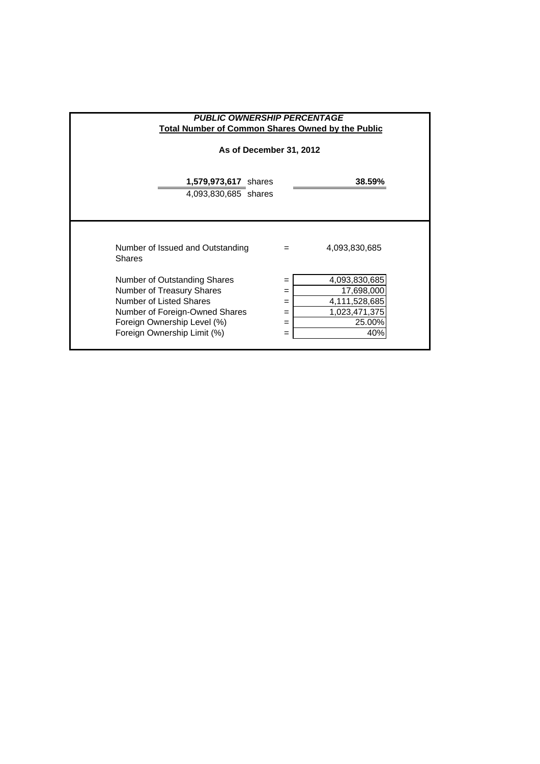***PUBLIC OWNERSHIP PERCENTAGE***

**Total Number of Common Shares Owned by the Public**

**As of December 31, 2012**

| | |
|---|---|
| **1,579,973,617** shares / 4,093,830,685 shares | **38.59%** |

| | | |
|---|---|---|
| Number of Issued and Outstanding Shares | = | 4,093,830,685 |
| Number of Outstanding Shares | = | 4,093,830,685 |
| Number of Treasury Shares | = | 17,698,000 |
| Number of Listed Shares | = | 4,111,528,685 |
| Number of Foreign-Owned Shares | = | 1,023,471,375 |
| Foreign Ownership Level (%) | = | 25.00% |
| Foreign Ownership Limit (%) | = | 40% |